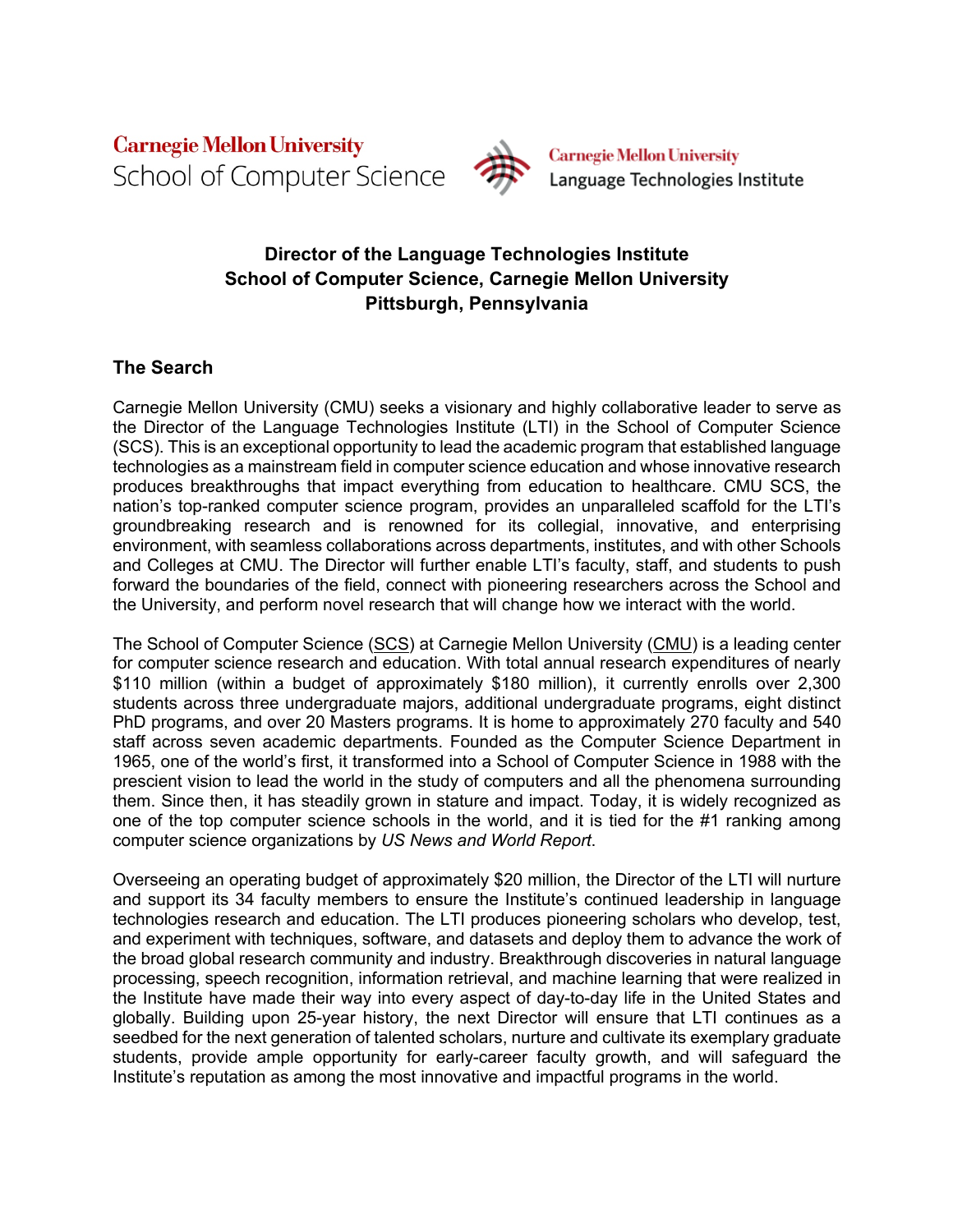Carnegie Mellon University
School of Computer Science

Carnegie Mellon University
Language Technologies Institute

# Director of the Language Technologies Institute
# School of Computer Science, Carnegie Mellon University
# Pittsburgh, Pennsylvania

## The Search

Carnegie Mellon University (CMU) seeks a visionary and highly collaborative leader to serve as the Director of the Language Technologies Institute (LTI) in the School of Computer Science (SCS). This is an exceptional opportunity to lead the academic program that established language technologies as a mainstream field in computer science education and whose innovative research produces breakthroughs that impact everything from education to healthcare. CMU SCS, the nation's top-ranked computer science program, provides an unparalleled scaffold for the LTI's groundbreaking research and is renowned for its collegial, innovative, and enterprising environment, with seamless collaborations across departments, institutes, and with other Schools and Colleges at CMU. The Director will further enable LTI's faculty, staff, and students to push forward the boundaries of the field, connect with pioneering researchers across the School and the University, and perform novel research that will change how we interact with the world.

The School of Computer Science (SCS) at Carnegie Mellon University (CMU) is a leading center for computer science research and education. With total annual research expenditures of nearly $110 million (within a budget of approximately $180 million), it currently enrolls over 2,300 students across three undergraduate majors, additional undergraduate programs, eight distinct PhD programs, and over 20 Masters programs. It is home to approximately 270 faculty and 540 staff across seven academic departments. Founded as the Computer Science Department in 1965, one of the world's first, it transformed into a School of Computer Science in 1988 with the prescient vision to lead the world in the study of computers and all the phenomena surrounding them. Since then, it has steadily grown in stature and impact. Today, it is widely recognized as one of the top computer science schools in the world, and it is tied for the #1 ranking among computer science organizations by *US News and World Report*.

Overseeing an operating budget of approximately $20 million, the Director of the LTI will nurture and support its 34 faculty members to ensure the Institute's continued leadership in language technologies research and education. The LTI produces pioneering scholars who develop, test, and experiment with techniques, software, and datasets and deploy them to advance the work of the broad global research community and industry. Breakthrough discoveries in natural language processing, speech recognition, information retrieval, and machine learning that were realized in the Institute have made their way into every aspect of day-to-day life in the United States and globally. Building upon 25-year history, the next Director will ensure that LTI continues as a seedbed for the next generation of talented scholars, nurture and cultivate its exemplary graduate students, provide ample opportunity for early-career faculty growth, and will safeguard the Institute's reputation as among the most innovative and impactful programs in the world.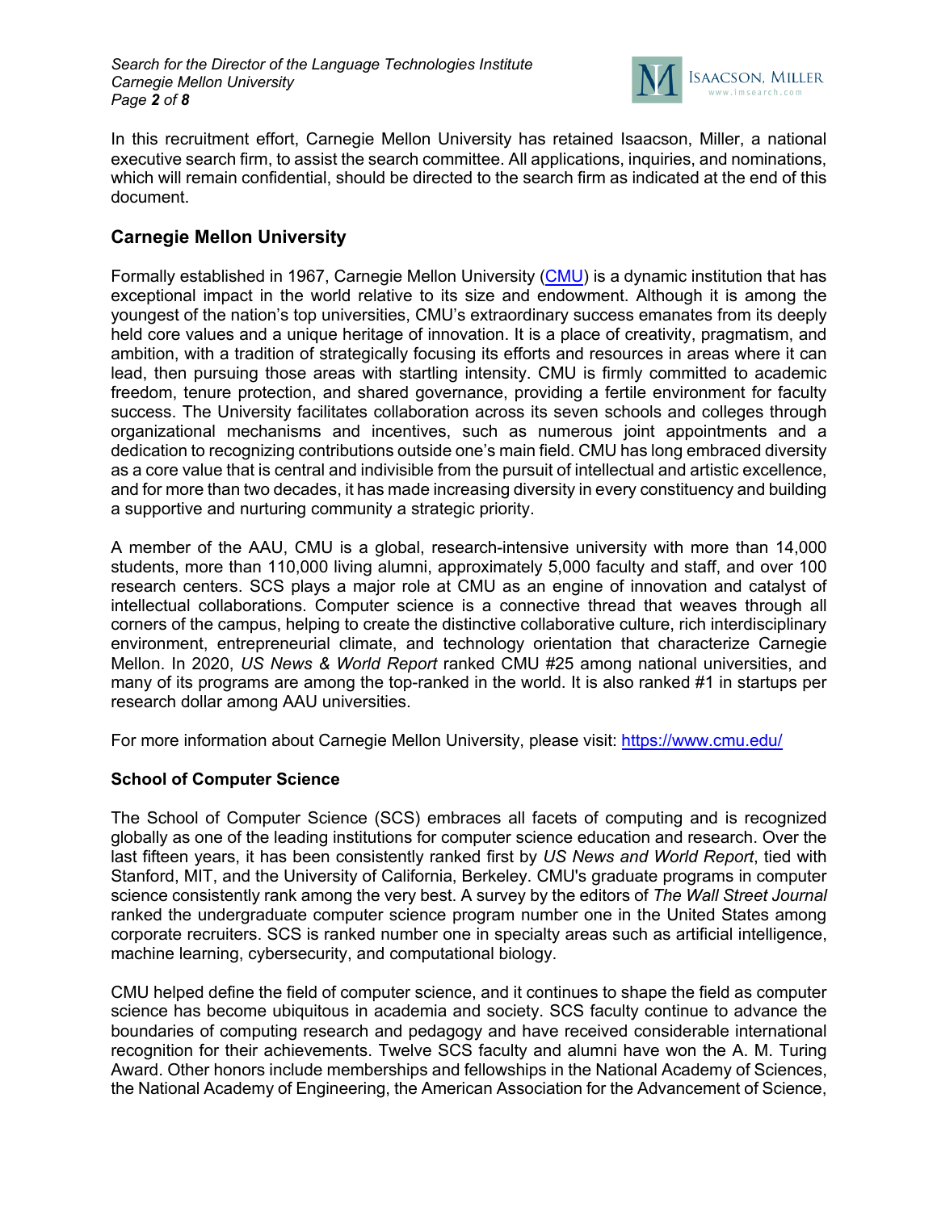In this recruitment effort, Carnegie Mellon University has retained Isaacson, Miller, a national executive search firm, to assist the search committee. All applications, inquiries, and nominations, which will remain confidential, should be directed to the search firm as indicated at the end of this document.

## Carnegie Mellon University

Formally established in 1967, Carnegie Mellon University (CMU) is a dynamic institution that has exceptional impact in the world relative to its size and endowment. Although it is among the youngest of the nation's top universities, CMU's extraordinary success emanates from its deeply held core values and a unique heritage of innovation. It is a place of creativity, pragmatism, and ambition, with a tradition of strategically focusing its efforts and resources in areas where it can lead, then pursuing those areas with startling intensity. CMU is firmly committed to academic freedom, tenure protection, and shared governance, providing a fertile environment for faculty success. The University facilitates collaboration across its seven schools and colleges through organizational mechanisms and incentives, such as numerous joint appointments and a dedication to recognizing contributions outside one's main field. CMU has long embraced diversity as a core value that is central and indivisible from the pursuit of intellectual and artistic excellence, and for more than two decades, it has made increasing diversity in every constituency and building a supportive and nurturing community a strategic priority.

A member of the AAU, CMU is a global, research-intensive university with more than 14,000 students, more than 110,000 living alumni, approximately 5,000 faculty and staff, and over 100 research centers. SCS plays a major role at CMU as an engine of innovation and catalyst of intellectual collaborations. Computer science is a connective thread that weaves through all corners of the campus, helping to create the distinctive collaborative culture, rich interdisciplinary environment, entrepreneurial climate, and technology orientation that characterize Carnegie Mellon. In 2020, *US News & World Report* ranked CMU #25 among national universities, and many of its programs are among the top-ranked in the world. It is also ranked #1 in startups per research dollar among AAU universities.

For more information about Carnegie Mellon University, please visit: https://www.cmu.edu/

### School of Computer Science

The School of Computer Science (SCS) embraces all facets of computing and is recognized globally as one of the leading institutions for computer science education and research. Over the last fifteen years, it has been consistently ranked first by *US News and World Report*, tied with Stanford, MIT, and the University of California, Berkeley. CMU's graduate programs in computer science consistently rank among the very best. A survey by the editors of *The Wall Street Journal* ranked the undergraduate computer science program number one in the United States among corporate recruiters. SCS is ranked number one in specialty areas such as artificial intelligence, machine learning, cybersecurity, and computational biology.

CMU helped define the field of computer science, and it continues to shape the field as computer science has become ubiquitous in academia and society. SCS faculty continue to advance the boundaries of computing research and pedagogy and have received considerable international recognition for their achievements. Twelve SCS faculty and alumni have won the A. M. Turing Award. Other honors include memberships and fellowships in the National Academy of Sciences, the National Academy of Engineering, the American Association for the Advancement of Science,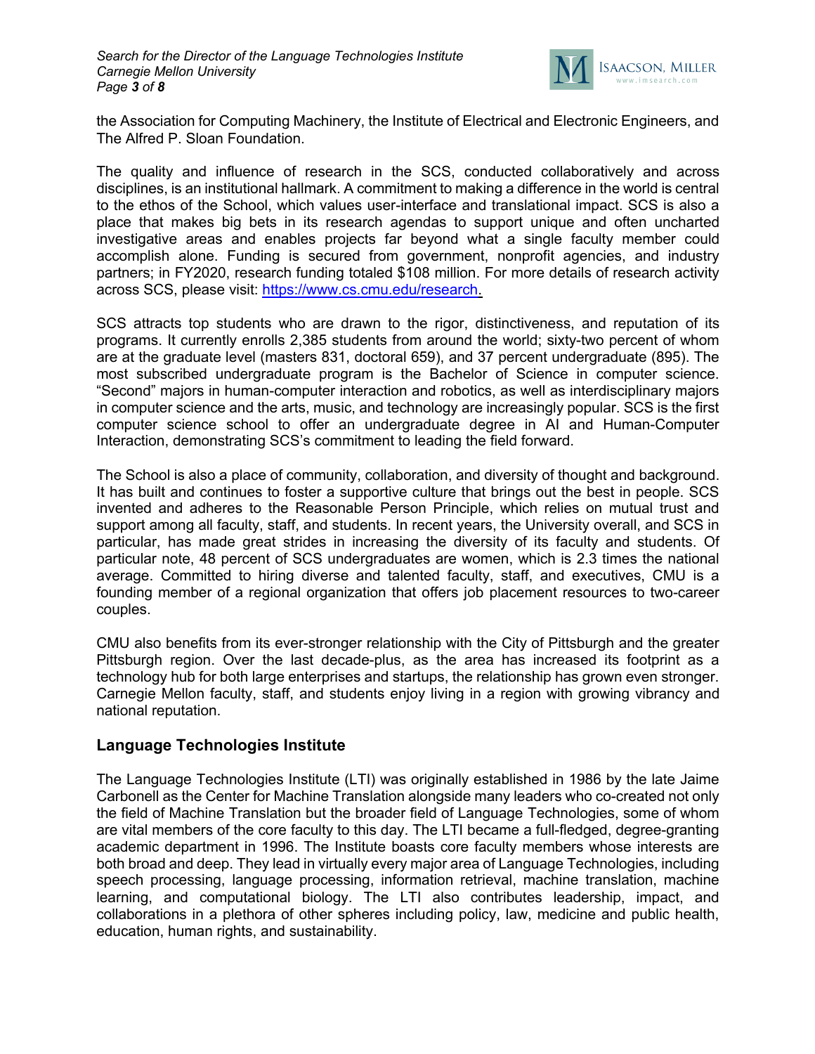the Association for Computing Machinery, the Institute of Electrical and Electronic Engineers, and The Alfred P. Sloan Foundation.

The quality and influence of research in the SCS, conducted collaboratively and across disciplines, is an institutional hallmark. A commitment to making a difference in the world is central to the ethos of the School, which values user-interface and translational impact. SCS is also a place that makes big bets in its research agendas to support unique and often uncharted investigative areas and enables projects far beyond what a single faculty member could accomplish alone. Funding is secured from government, nonprofit agencies, and industry partners; in FY2020, research funding totaled $108 million. For more details of research activity across SCS, please visit: [https://www.cs.cmu.edu/research](https://www.cs.cmu.edu/research).

SCS attracts top students who are drawn to the rigor, distinctiveness, and reputation of its programs. It currently enrolls 2,385 students from around the world; sixty-two percent of whom are at the graduate level (masters 831, doctoral 659), and 37 percent undergraduate (895). The most subscribed undergraduate program is the Bachelor of Science in computer science. "Second" majors in human-computer interaction and robotics, as well as interdisciplinary majors in computer science and the arts, music, and technology are increasingly popular. SCS is the first computer science school to offer an undergraduate degree in AI and Human-Computer Interaction, demonstrating SCS's commitment to leading the field forward.

The School is also a place of community, collaboration, and diversity of thought and background. It has built and continues to foster a supportive culture that brings out the best in people. SCS invented and adheres to the Reasonable Person Principle, which relies on mutual trust and support among all faculty, staff, and students. In recent years, the University overall, and SCS in particular, has made great strides in increasing the diversity of its faculty and students. Of particular note, 48 percent of SCS undergraduates are women, which is 2.3 times the national average. Committed to hiring diverse and talented faculty, staff, and executives, CMU is a founding member of a regional organization that offers job placement resources to two-career couples.

CMU also benefits from its ever-stronger relationship with the City of Pittsburgh and the greater Pittsburgh region. Over the last decade-plus, as the area has increased its footprint as a technology hub for both large enterprises and startups, the relationship has grown even stronger. Carnegie Mellon faculty, staff, and students enjoy living in a region with growing vibrancy and national reputation.

## Language Technologies Institute

The Language Technologies Institute (LTI) was originally established in 1986 by the late Jaime Carbonell as the Center for Machine Translation alongside many leaders who co-created not only the field of Machine Translation but the broader field of Language Technologies, some of whom are vital members of the core faculty to this day. The LTI became a full-fledged, degree-granting academic department in 1996. The Institute boasts core faculty members whose interests are both broad and deep. They lead in virtually every major area of Language Technologies, including speech processing, language processing, information retrieval, machine translation, machine learning, and computational biology. The LTI also contributes leadership, impact, and collaborations in a plethora of other spheres including policy, law, medicine and public health, education, human rights, and sustainability.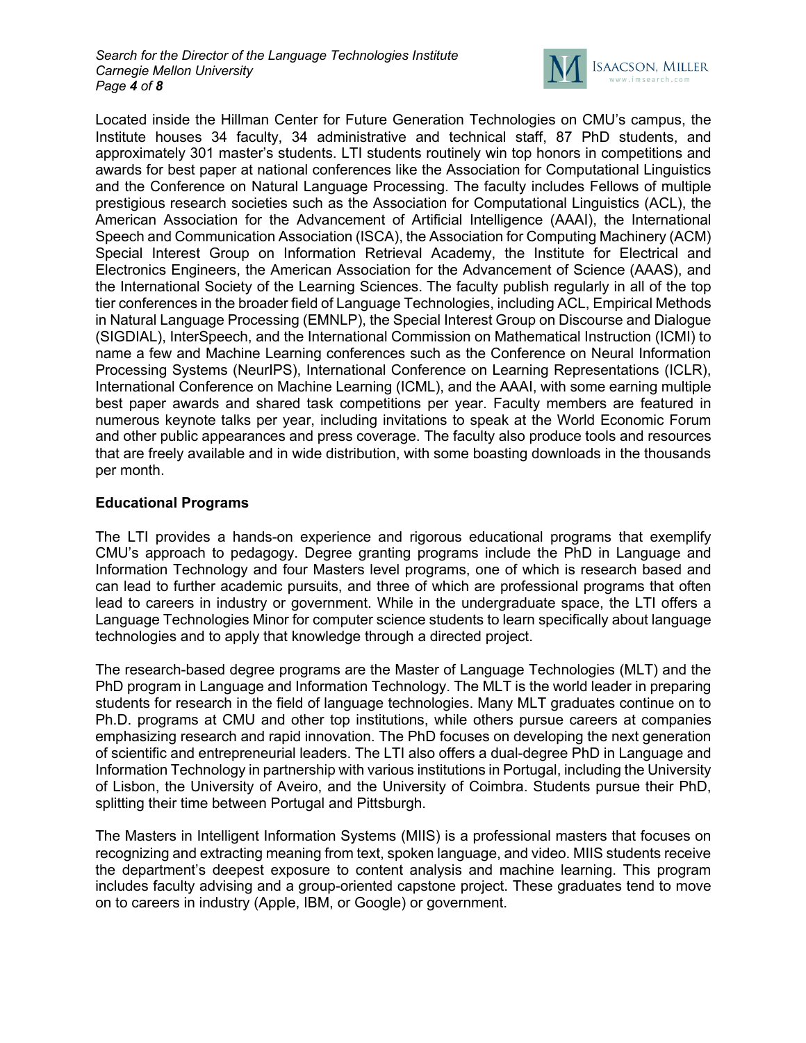Located inside the Hillman Center for Future Generation Technologies on CMU's campus, the Institute houses 34 faculty, 34 administrative and technical staff, 87 PhD students, and approximately 301 master's students. LTI students routinely win top honors in competitions and awards for best paper at national conferences like the Association for Computational Linguistics and the Conference on Natural Language Processing. The faculty includes Fellows of multiple prestigious research societies such as the Association for Computational Linguistics (ACL), the American Association for the Advancement of Artificial Intelligence (AAAI), the International Speech and Communication Association (ISCA), the Association for Computing Machinery (ACM) Special Interest Group on Information Retrieval Academy, the Institute for Electrical and Electronics Engineers, the American Association for the Advancement of Science (AAAS), and the International Society of the Learning Sciences. The faculty publish regularly in all of the top tier conferences in the broader field of Language Technologies, including ACL, Empirical Methods in Natural Language Processing (EMNLP), the Special Interest Group on Discourse and Dialogue (SIGDIAL), InterSpeech, and the International Commission on Mathematical Instruction (ICMI) to name a few and Machine Learning conferences such as the Conference on Neural Information Processing Systems (NeurIPS), International Conference on Learning Representations (ICLR), International Conference on Machine Learning (ICML), and the AAAI, with some earning multiple best paper awards and shared task competitions per year. Faculty members are featured in numerous keynote talks per year, including invitations to speak at the World Economic Forum and other public appearances and press coverage. The faculty also produce tools and resources that are freely available and in wide distribution, with some boasting downloads in the thousands per month.

**Educational Programs**

The LTI provides a hands-on experience and rigorous educational programs that exemplify CMU's approach to pedagogy. Degree granting programs include the PhD in Language and Information Technology and four Masters level programs, one of which is research based and can lead to further academic pursuits, and three of which are professional programs that often lead to careers in industry or government. While in the undergraduate space, the LTI offers a Language Technologies Minor for computer science students to learn specifically about language technologies and to apply that knowledge through a directed project.

The research-based degree programs are the Master of Language Technologies (MLT) and the PhD program in Language and Information Technology. The MLT is the world leader in preparing students for research in the field of language technologies. Many MLT graduates continue on to Ph.D. programs at CMU and other top institutions, while others pursue careers at companies emphasizing research and rapid innovation. The PhD focuses on developing the next generation of scientific and entrepreneurial leaders. The LTI also offers a dual-degree PhD in Language and Information Technology in partnership with various institutions in Portugal, including the University of Lisbon, the University of Aveiro, and the University of Coimbra. Students pursue their PhD, splitting their time between Portugal and Pittsburgh.

The Masters in Intelligent Information Systems (MIIS) is a professional masters that focuses on recognizing and extracting meaning from text, spoken language, and video. MIIS students receive the department's deepest exposure to content analysis and machine learning. This program includes faculty advising and a group-oriented capstone project. These graduates tend to move on to careers in industry (Apple, IBM, or Google) or government.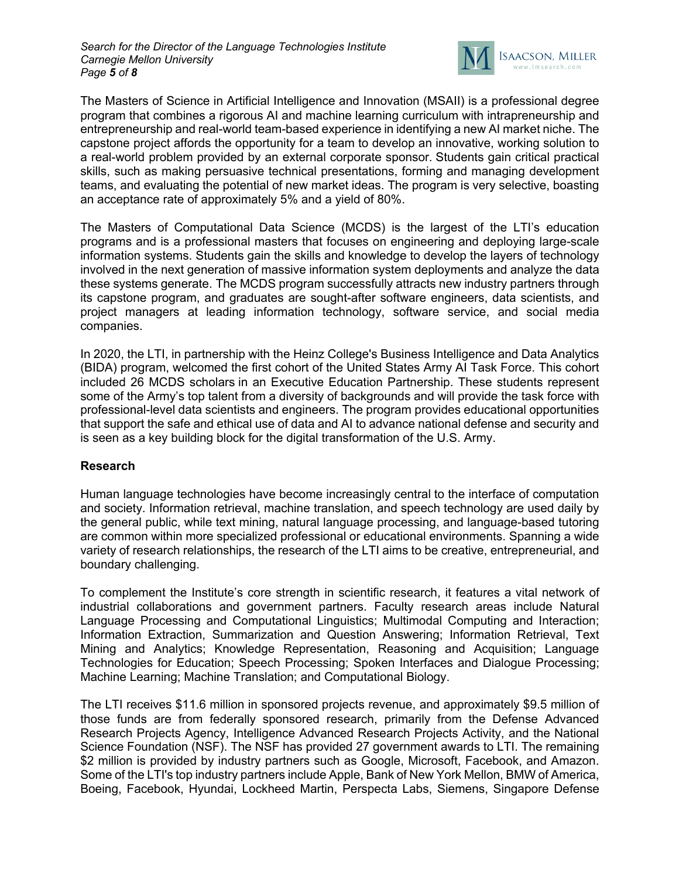The Masters of Science in Artificial Intelligence and Innovation (MSAII) is a professional degree program that combines a rigorous AI and machine learning curriculum with intrapreneurship and entrepreneurship and real-world team-based experience in identifying a new AI market niche. The capstone project affords the opportunity for a team to develop an innovative, working solution to a real-world problem provided by an external corporate sponsor. Students gain critical practical skills, such as making persuasive technical presentations, forming and managing development teams, and evaluating the potential of new market ideas. The program is very selective, boasting an acceptance rate of approximately 5% and a yield of 80%.

The Masters of Computational Data Science (MCDS) is the largest of the LTI's education programs and is a professional masters that focuses on engineering and deploying large-scale information systems. Students gain the skills and knowledge to develop the layers of technology involved in the next generation of massive information system deployments and analyze the data these systems generate. The MCDS program successfully attracts new industry partners through its capstone program, and graduates are sought-after software engineers, data scientists, and project managers at leading information technology, software service, and social media companies.

In 2020, the LTI, in partnership with the Heinz College's Business Intelligence and Data Analytics (BIDA) program, welcomed the first cohort of the United States Army AI Task Force. This cohort included 26 MCDS scholars in an Executive Education Partnership. These students represent some of the Army's top talent from a diversity of backgrounds and will provide the task force with professional-level data scientists and engineers. The program provides educational opportunities that support the safe and ethical use of data and AI to advance national defense and security and is seen as a key building block for the digital transformation of the U.S. Army.

## Research

Human language technologies have become increasingly central to the interface of computation and society. Information retrieval, machine translation, and speech technology are used daily by the general public, while text mining, natural language processing, and language-based tutoring are common within more specialized professional or educational environments. Spanning a wide variety of research relationships, the research of the LTI aims to be creative, entrepreneurial, and boundary challenging.

To complement the Institute's core strength in scientific research, it features a vital network of industrial collaborations and government partners. Faculty research areas include Natural Language Processing and Computational Linguistics; Multimodal Computing and Interaction; Information Extraction, Summarization and Question Answering; Information Retrieval, Text Mining and Analytics; Knowledge Representation, Reasoning and Acquisition; Language Technologies for Education; Speech Processing; Spoken Interfaces and Dialogue Processing; Machine Learning; Machine Translation; and Computational Biology.

The LTI receives $11.6 million in sponsored projects revenue, and approximately $9.5 million of those funds are from federally sponsored research, primarily from the Defense Advanced Research Projects Agency, Intelligence Advanced Research Projects Activity, and the National Science Foundation (NSF). The NSF has provided 27 government awards to LTI. The remaining $2 million is provided by industry partners such as Google, Microsoft, Facebook, and Amazon. Some of the LTI's top industry partners include Apple, Bank of New York Mellon, BMW of America, Boeing, Facebook, Hyundai, Lockheed Martin, Perspecta Labs, Siemens, Singapore Defense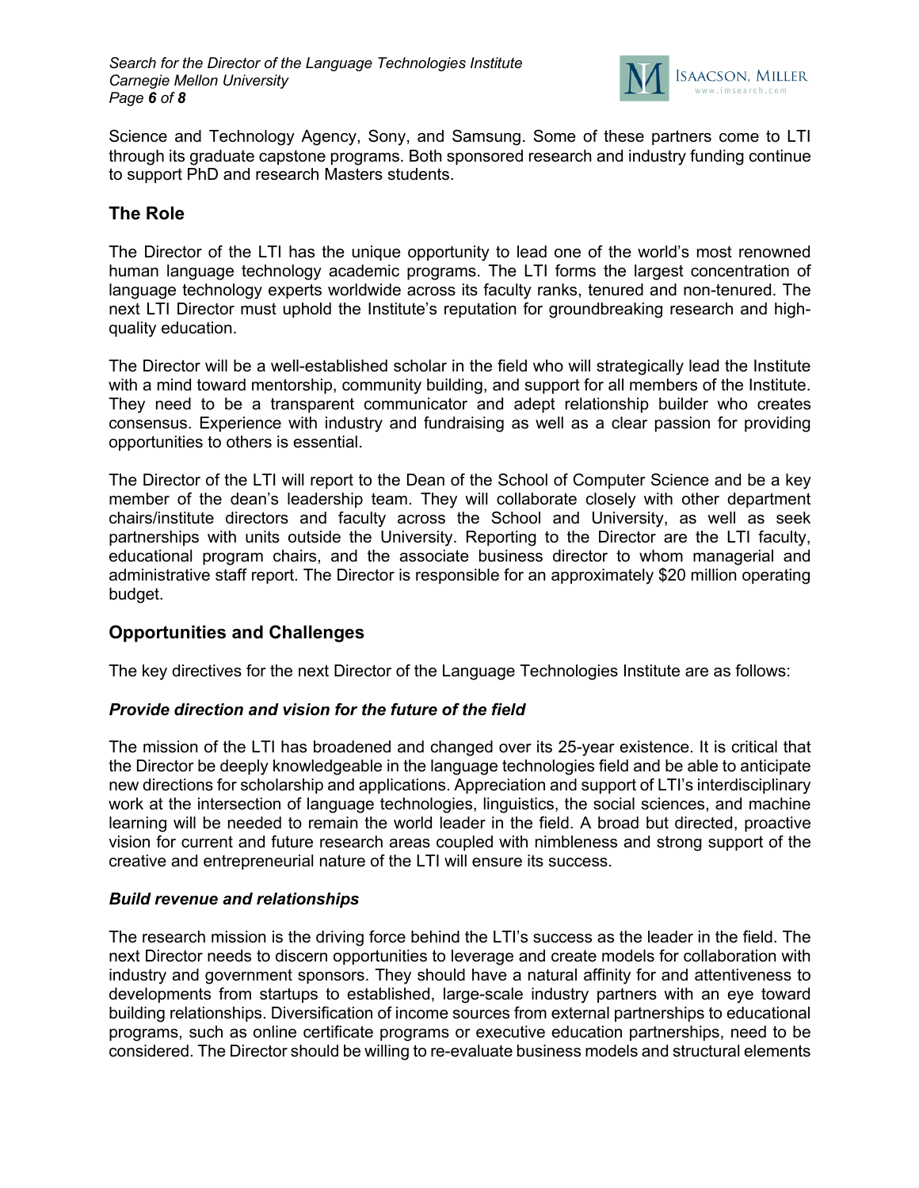Science and Technology Agency, Sony, and Samsung. Some of these partners come to LTI through its graduate capstone programs. Both sponsored research and industry funding continue to support PhD and research Masters students.

## The Role

The Director of the LTI has the unique opportunity to lead one of the world's most renowned human language technology academic programs. The LTI forms the largest concentration of language technology experts worldwide across its faculty ranks, tenured and non-tenured. The next LTI Director must uphold the Institute's reputation for groundbreaking research and high-quality education.

The Director will be a well-established scholar in the field who will strategically lead the Institute with a mind toward mentorship, community building, and support for all members of the Institute. They need to be a transparent communicator and adept relationship builder who creates consensus. Experience with industry and fundraising as well as a clear passion for providing opportunities to others is essential.

The Director of the LTI will report to the Dean of the School of Computer Science and be a key member of the dean's leadership team. They will collaborate closely with other department chairs/institute directors and faculty across the School and University, as well as seek partnerships with units outside the University. Reporting to the Director are the LTI faculty, educational program chairs, and the associate business director to whom managerial and administrative staff report. The Director is responsible for an approximately $20 million operating budget.

## Opportunities and Challenges

The key directives for the next Director of the Language Technologies Institute are as follows:

### *Provide direction and vision for the future of the field*

The mission of the LTI has broadened and changed over its 25-year existence. It is critical that the Director be deeply knowledgeable in the language technologies field and be able to anticipate new directions for scholarship and applications. Appreciation and support of LTI's interdisciplinary work at the intersection of language technologies, linguistics, the social sciences, and machine learning will be needed to remain the world leader in the field. A broad but directed, proactive vision for current and future research areas coupled with nimbleness and strong support of the creative and entrepreneurial nature of the LTI will ensure its success.

### *Build revenue and relationships*

The research mission is the driving force behind the LTI's success as the leader in the field. The next Director needs to discern opportunities to leverage and create models for collaboration with industry and government sponsors. They should have a natural affinity for and attentiveness to developments from startups to established, large-scale industry partners with an eye toward building relationships. Diversification of income sources from external partnerships to educational programs, such as online certificate programs or executive education partnerships, need to be considered. The Director should be willing to re-evaluate business models and structural elements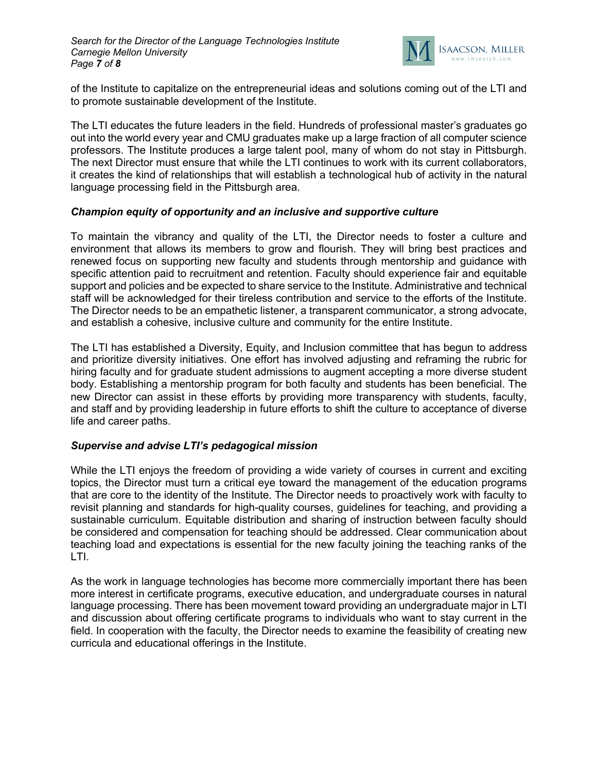of the Institute to capitalize on the entrepreneurial ideas and solutions coming out of the LTI and to promote sustainable development of the Institute.

The LTI educates the future leaders in the field. Hundreds of professional master's graduates go out into the world every year and CMU graduates make up a large fraction of all computer science professors. The Institute produces a large talent pool, many of whom do not stay in Pittsburgh. The next Director must ensure that while the LTI continues to work with its current collaborators, it creates the kind of relationships that will establish a technological hub of activity in the natural language processing field in the Pittsburgh area.

***Champion equity of opportunity and an inclusive and supportive culture***

To maintain the vibrancy and quality of the LTI, the Director needs to foster a culture and environment that allows its members to grow and flourish. They will bring best practices and renewed focus on supporting new faculty and students through mentorship and guidance with specific attention paid to recruitment and retention. Faculty should experience fair and equitable support and policies and be expected to share service to the Institute. Administrative and technical staff will be acknowledged for their tireless contribution and service to the efforts of the Institute. The Director needs to be an empathetic listener, a transparent communicator, a strong advocate, and establish a cohesive, inclusive culture and community for the entire Institute.

The LTI has established a Diversity, Equity, and Inclusion committee that has begun to address and prioritize diversity initiatives. One effort has involved adjusting and reframing the rubric for hiring faculty and for graduate student admissions to augment accepting a more diverse student body. Establishing a mentorship program for both faculty and students has been beneficial. The new Director can assist in these efforts by providing more transparency with students, faculty, and staff and by providing leadership in future efforts to shift the culture to acceptance of diverse life and career paths.

***Supervise and advise LTI's pedagogical mission***

While the LTI enjoys the freedom of providing a wide variety of courses in current and exciting topics, the Director must turn a critical eye toward the management of the education programs that are core to the identity of the Institute. The Director needs to proactively work with faculty to revisit planning and standards for high-quality courses, guidelines for teaching, and providing a sustainable curriculum. Equitable distribution and sharing of instruction between faculty should be considered and compensation for teaching should be addressed. Clear communication about teaching load and expectations is essential for the new faculty joining the teaching ranks of the LTI.

As the work in language technologies has become more commercially important there has been more interest in certificate programs, executive education, and undergraduate courses in natural language processing. There has been movement toward providing an undergraduate major in LTI and discussion about offering certificate programs to individuals who want to stay current in the field. In cooperation with the faculty, the Director needs to examine the feasibility of creating new curricula and educational offerings in the Institute.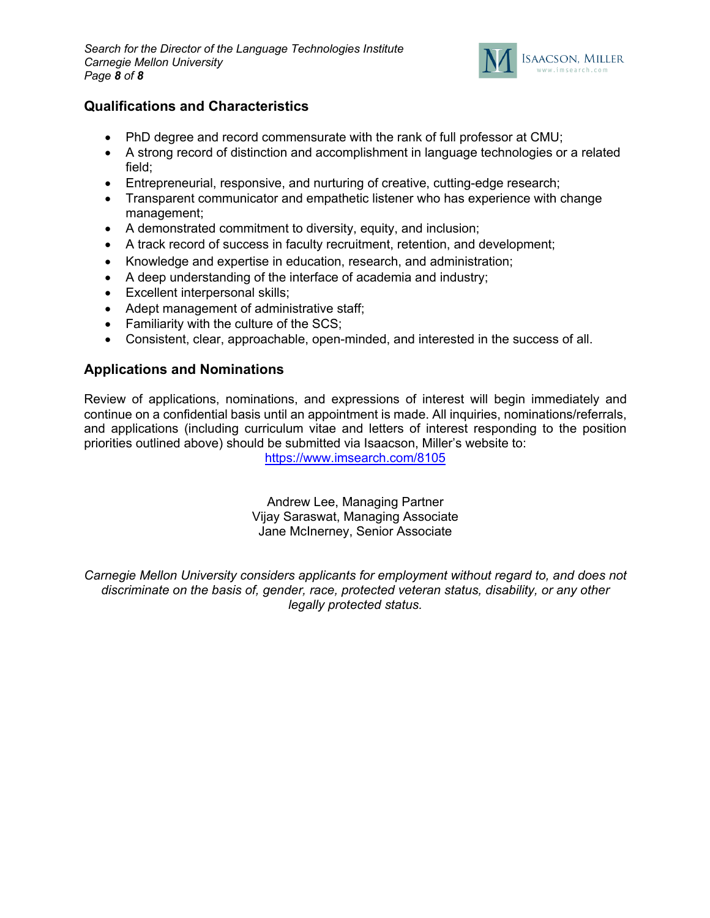## Qualifications and Characteristics

- PhD degree and record commensurate with the rank of full professor at CMU;
- A strong record of distinction and accomplishment in language technologies or a related field;
- Entrepreneurial, responsive, and nurturing of creative, cutting-edge research;
- Transparent communicator and empathetic listener who has experience with change management;
- A demonstrated commitment to diversity, equity, and inclusion;
- A track record of success in faculty recruitment, retention, and development;
- Knowledge and expertise in education, research, and administration;
- A deep understanding of the interface of academia and industry;
- Excellent interpersonal skills;
- Adept management of administrative staff;
- Familiarity with the culture of the SCS;
- Consistent, clear, approachable, open-minded, and interested in the success of all.

## Applications and Nominations

Review of applications, nominations, and expressions of interest will begin immediately and continue on a confidential basis until an appointment is made. All inquiries, nominations/referrals, and applications (including curriculum vitae and letters of interest responding to the position priorities outlined above) should be submitted via Isaacson, Miller's website to:

https://www.imsearch.com/8105

Andrew Lee, Managing Partner
Vijay Saraswat, Managing Associate
Jane McInerney, Senior Associate

*Carnegie Mellon University considers applicants for employment without regard to, and does not discriminate on the basis of, gender, race, protected veteran status, disability, or any other legally protected status.*